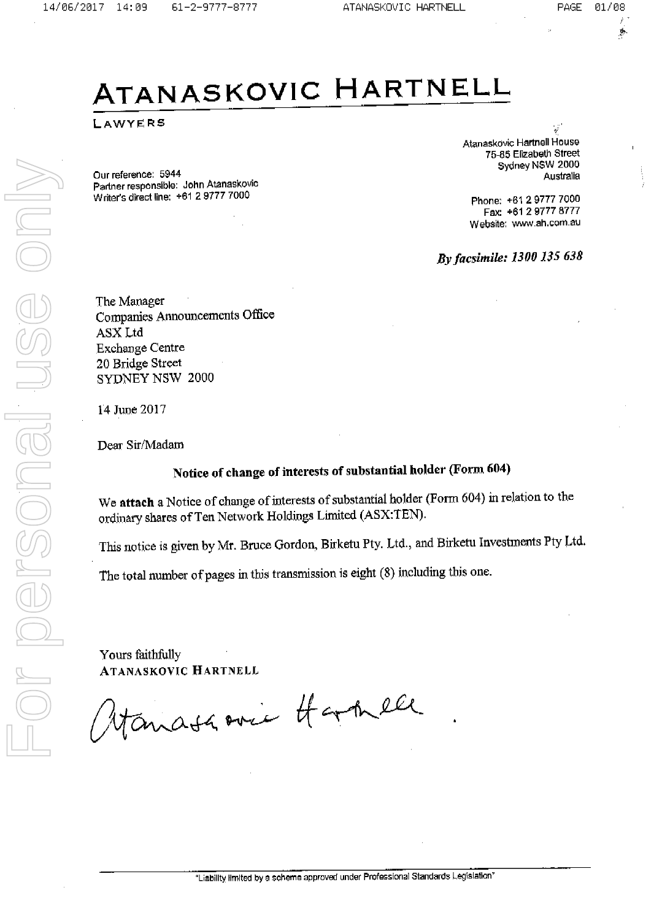# ATANASKOVIC HARTNELL

LAWYERS

Our reference: 5944
Partner responsible: John Atanaskovic
Writer's direct line: +61 2 9777 7000

Atanaskovic Hartnell House
75-85 Elizabeth Street
Sydney NSW 2000
Australia

Phone: +61 2 9777 7000
Fax: +61 2 9777 8777
Website: www.ah.com.au

***By facsimile: 1300 135 638***

The Manager
Companies Announcements Office
ASX Ltd
Exchange Centre
20 Bridge Street
SYDNEY NSW 2000

14 June 2017

Dear Sir/Madam

**Notice of change of interests of substantial holder (Form 604)**

We **attach** a Notice of change of interests of substantial holder (Form 604) in relation to the ordinary shares of Ten Network Holdings Limited (ASX:TEN).

This notice is given by Mr. Bruce Gordon, Birketu Pty. Ltd., and Birketu Investments Pty Ltd.

The total number of pages in this transmission is eight (8) including this one.

Yours faithfully
ATANASKOVIC HARTNELL

Atanaskovic Hartnell

"Liability limited by a scheme approved under Professional Standards Legislation"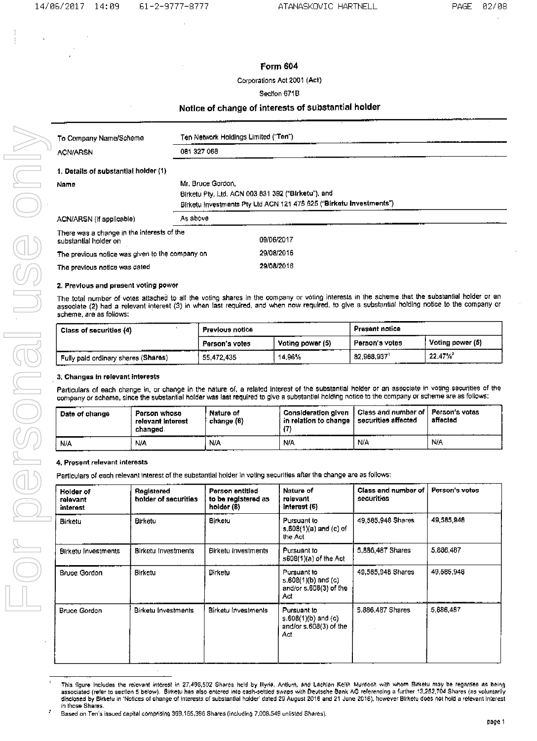# Form 604

Corporations Act 2001 (Act)

Section 671B

## Notice of change of interests of substantial holder

| | |
|---|---|
| To Company Name/Scheme | Ten Network Holdings Limited ("Ten") |
| ACN/ARSN | 081 327 068 |

### 1. Details of substantial holder (1)

| | |
|---|---|
| Name | Mr. Bruce Gordon, Birketu Pty. Ltd. ACN 003 831 392 ("Birketu"), and Birketu Investments Pty Ltd ACN 121 475 625 ("**Birketu Investments**") |
| ACN/ARSN (if applicable) | As above |

| | |
|---|---|
| There was a change in the interests of the substantial holder on | 09/06/2017 |
| The previous notice was given to the company on | 29/08/2016 |
| The previous notice was dated | 29/08/2016 |

### 2. Previous and present voting power

The total number of votes attached to all the voting shares in the company or voting interests in the scheme that the substantial holder or an associate (2) had a relevant interest (3) in when last required, and when now required, to give a substantial holding notice to the company or scheme, are as follows:

| Class of securities (4) | Previous notice | | Present notice | |
|---|---|---|---|---|
| | Person's votes | Voting power (5) | Person's votes | Voting power (5) |
| Fully paid ordinary shares (Shares) | 55,472,435 | 14.96% | 82,968,937[1] | 22.47%[2] |

### 3. Changes in relevant interests

Particulars of each change in, or change in the nature of, a related interest of the substantial holder or an associate in voting securities of the company or scheme, since the substantial holder was last required to give a substantial holding notice to the company or scheme are as follows:

| Date of change | Person whose relevant interest changed | Nature of change (6) | Consideration given in relation to change (7) | Class and number of securities affected | Person's votes affected |
|---|---|---|---|---|---|
| N/A | N/A | N/A | N/A | N/A | N/A |

### 4. Present relevant interests

Particulars of each relevant interest of the substantial holder in voting securities after the change are as follows:

| Holder of relevant interest | Registered holder of securities | Person entitled to be registered as holder (8) | Nature of relevant interest (6) | Class and number of securities | Person's votes |
|---|---|---|---|---|---|
| Birketu | Birketu | Birketu | Pursuant to s.608(1)(a) and (c) of the Act | 49,585,948 Shares | 49,585,948 |
| Birketu Investments | Birketu Investments | Birketu Investments | Pursuant to s608(1)(a) of the Act | 5,886,487 Shares | 5,886,487 |
| Bruce Gordon | Birketu | Birketu | Pursuant to s.608(1)(b) and (c) and/or s.608(3) of the Act | 49,585,948 Shares | 49,585,948 |
| Bruce Gordon | Birketu Investments | Birketu Investments | Pursuant to s.608(1)(b) and (c) and/or s.608(3) of the Act | 5,886,487 Shares | 5,886,487 |

[1] This figure includes the relevant interest in 27,496,502 Shares held by Illyria, Antium, and Lachlan Keith Murdoch with whom Birketu may be regarded as being associated (refer to section 5 below). Birketu has also entered into cash-settled swaps with Deutsche Bank AG referencing a further 13,252,704 Shares (as voluntarily disclosed by Birketu in 'Notices of change of interests of substantial holder' dated 29 August 2016 and 21 June 2016), however Birketu does not hold a relevant interest in those Shares.

[2] Based on Ten's issued capital comprising 369,165,396 Shares (including 7,008,549 unlisted Shares).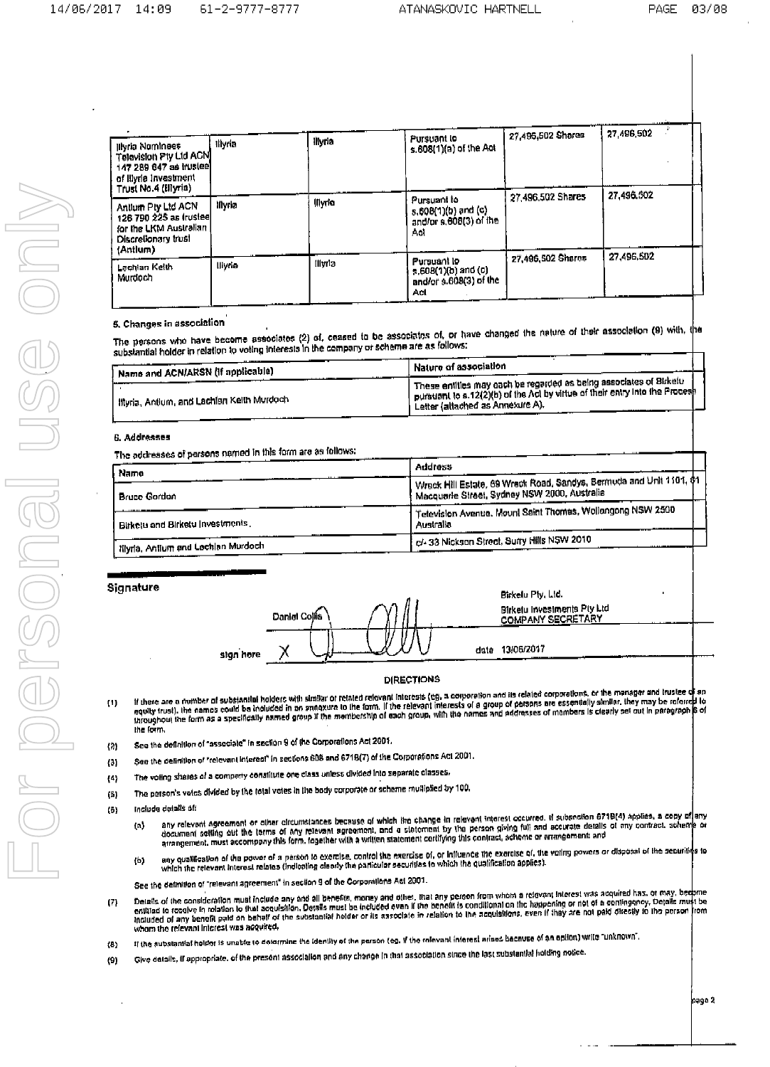| | | | | | |
|---|---|---|---|---|---|
| Illyria Nominees Television Pty Ltd ACN 147 289 647 as trustee of Illyria Investment Trust No.4 (Illyria) | Illyria | Illyria | Pursuant to s.608(1)(a) of the Act | 27,496,502 Shares | 27,496,502 |
| Antium Pty Ltd ACN 126 790 225 as trustee for the LKM Australian Discretionary trust (Antium) | Illyria | Illyria | Pursuant to s.608(1)(b) and (c) and/or s.608(3) of the Act | 27,496,502 Shares | 27,496,502 |
| Lachlan Keith Murdoch | Illyria | Illyria | Pursuant to s.608(1)(b) and (c) and/or s.608(3) of the Act | 27,496,502 Shares | 27,496,502 |

**5. Changes in association**

The persons who have become associates (2) of, ceased to be associates of, or have changed the nature of their association (9) with, the substantial holder in relation to voting interests in the company or scheme are as follows:

| Name and ACN/ARSN (if applicable) | Nature of association |
|---|---|
| Illyria, Antium, and Lachlan Keith Murdoch | These entities may each be regarded as being associates of Birketu pursuant to s.12(2)(b) of the Act by virtue of their entry into the Process Letter (attached as Annexure A). |

**6. Addresses**

The addresses of persons named in this form are as follows:

| Name | Address |
|---|---|
| Bruce Gordon | Wreck Hill Estate, 69 Wreck Road, Sandys, Bermuda and Unit 1101, 61 Macquarie Street, Sydney NSW 2000, Australia |
| Birketu and Birketu Investments | Television Avenue, Mount Saint Thomas, Wollongong NSW 2500 Australia |
| Illyria, Antium and Lachlan Murdoch | c/- 33 Nickson Street, Surry Hills NSW 2010 |

**Signature**

Daniel Collis — Birketu Pty. Ltd. / Birketu Investments Pty Ltd — COMPANY SECRETARY

sign here X

date 13/06/2017

**DIRECTIONS**

(1) If there are a number of substantial holders with similar or related relevant interests (eg. a corporation and its related corporations, or the manager and trustee of an equity trust), the names could be included in an annexure to the form. If the relevant interests of a group of persons are essentially similar, they may be referred to throughout the form as a specifically named group if the membership of each group, with the names and addresses of members is clearly set out in paragraph 6 of the form.

(2) See the definition of "associate" in section 9 of the Corporations Act 2001.

(3) See the definition of "relevant interest" in sections 608 and 671B(7) of the Corporations Act 2001.

(4) The voting shares of a company constitute one class unless divided into separate classes.

(5) The person's votes divided by the total votes in the body corporate or scheme multiplied by 100.

(6) Include details of:

(a) any relevant agreement or other circumstances because of which the change in relevant interest occurred. If subsection 671B(4) applies, a copy of any document setting out the terms of any relevant agreement, and a statement by the person giving full and accurate details of any contract, scheme or arrangement, must accompany this form, together with a written statement certifying this contract, scheme or arrangement; and

(b) any qualification of the power of a person to exercise, control the exercise of, or influence the exercise of, the voting powers or disposal of the securities to which the relevant interest relates (indicating clearly the particular securities to which the qualification applies).

See the definition of "relevant agreement" in section 9 of the Corporations Act 2001.

(7) Details of the consideration must include any and all benefits, money and other, that any person from whom a relevant interest was acquired has, or may, become entitled to receive in relation to that acquisition. Details must be included even if the benefit is conditional on the happening or not of a contingency. Details must be included of any benefit paid on behalf of the substantial holder or its associate in relation to the acquisitions, even if they are not paid directly to the person from whom the relevant interest was acquired.

(8) If the substantial holder is unable to determine the identity of the person (eg. if the relevant interest arises because of an option) write "unknown".

(9) Give details, if appropriate, of the present association and any change in that association since the last substantial holding notice.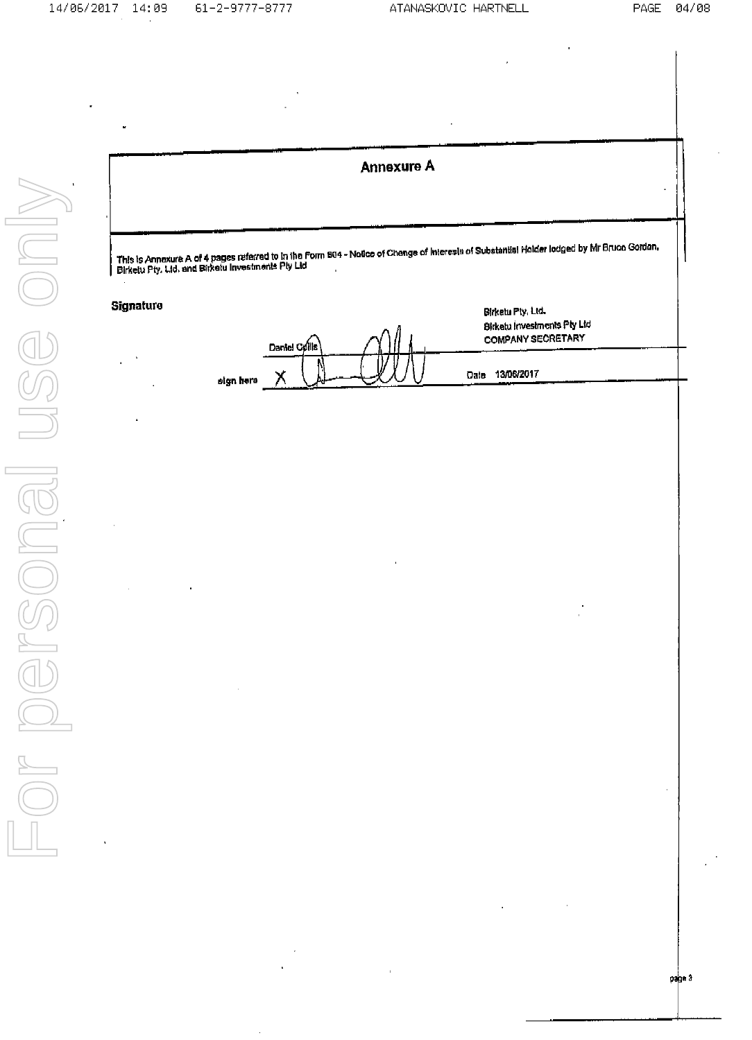# Annexure A

This is Annexure A of 4 pages referred to in the Form 604 - Notice of Change of Interests of Substantial Holder lodged by Mr Bruce Gordon, Birketu Pty. Ltd. and Birketu Investments Pty Ltd

**Signature**

| | | |
|---|---|---|
| | Daniel Callis | Birketu Pty. Ltd. Birketu Investments Pty Ltd COMPANY SECRETARY |
| sign here | X | Date 13/06/2017 |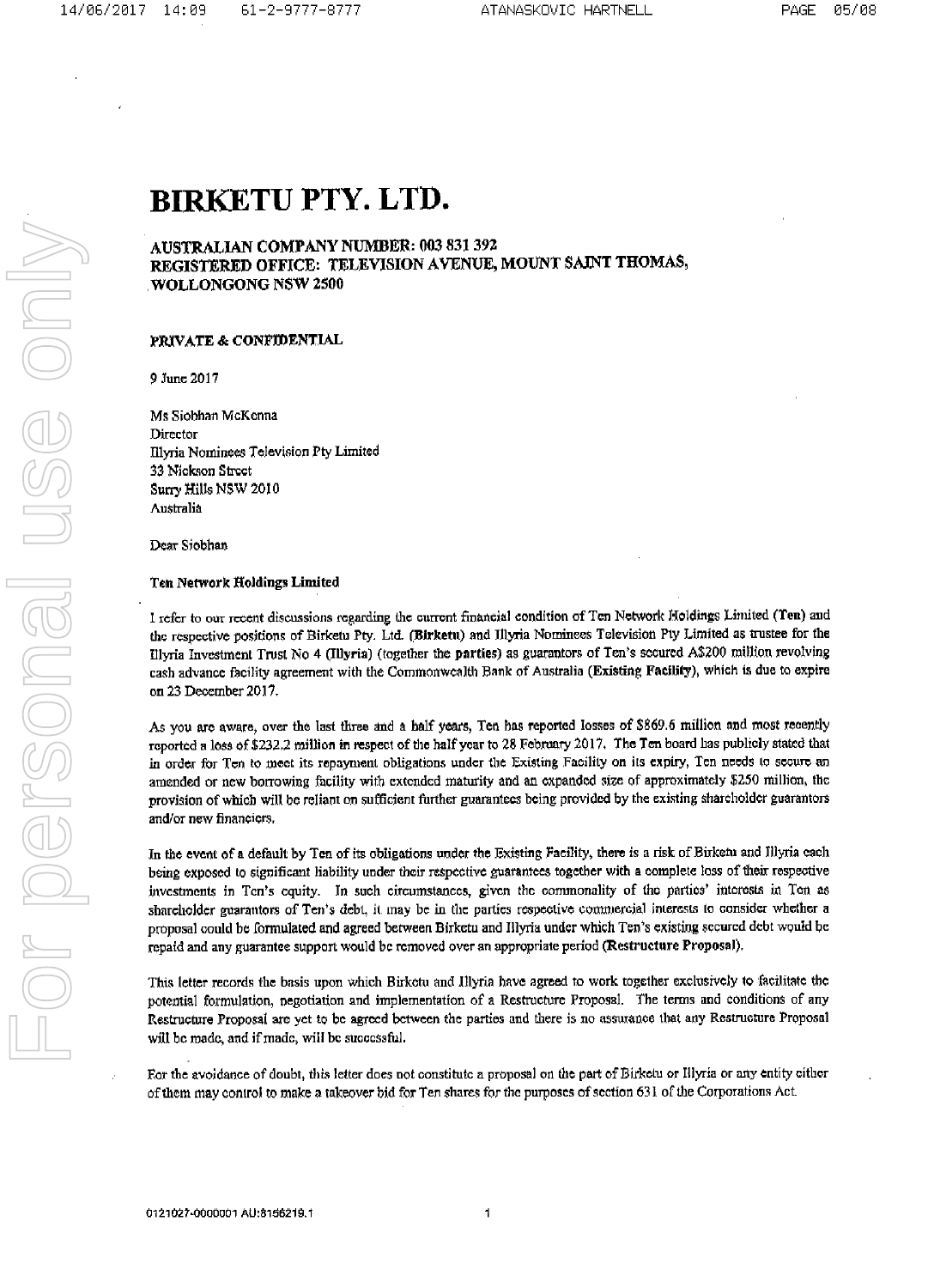# BIRKETU PTY. LTD.

**AUSTRALIAN COMPANY NUMBER: 003 831 392**
**REGISTERED OFFICE: TELEVISION AVENUE, MOUNT SAINT THOMAS, WOLLONGONG NSW 2500**

**PRIVATE & CONFIDENTIAL**

9 June 2017

Ms Siobhan McKenna
Director
Illyria Nominees Television Pty Limited
33 Nickson Street
Surry Hills NSW 2010
Australia

Dear Siobhan

**Ten Network Holdings Limited**

I refer to our recent discussions regarding the current financial condition of Ten Network Holdings Limited (**Ten**) and the respective positions of Birketu Pty. Ltd. (**Birketu**) and Illyria Nominees Television Pty Limited as trustee for the Illyria Investment Trust No 4 (**Illyria**) (together the **parties**) as guarantors of Ten's secured A$200 million revolving cash advance facility agreement with the Commonwealth Bank of Australia (**Existing Facility**), which is due to expire on 23 December 2017.

As you are aware, over the last three and a half years, Ten has reported losses of $869.6 million and most recently reported a loss of $232.2 million in respect of the half year to 28 February 2017. The Ten board has publicly stated that in order for Ten to meet its repayment obligations under the Existing Facility on its expiry, Ten needs to secure an amended or new borrowing facility with extended maturity and an expanded size of approximately $250 million, the provision of which will be reliant on sufficient further guarantees being provided by the existing shareholder guarantors and/or new financiers.

In the event of a default by Ten of its obligations under the Existing Facility, there is a risk of Birketu and Illyria each being exposed to significant liability under their respective guarantees together with a complete loss of their respective investments in Ten's equity. In such circumstances, given the commonality of the parties' interests in Ten as shareholder guarantors of Ten's debt, it may be in the parties respective commercial interests to consider whether a proposal could be formulated and agreed between Birketu and Illyria under which Ten's existing secured debt would be repaid and any guarantee support would be removed over an appropriate period (**Restructure Proposal**).

This letter records the basis upon which Birketu and Illyria have agreed to work together exclusively to facilitate the potential formulation, negotiation and implementation of a Restructure Proposal. The terms and conditions of any Restructure Proposal are yet to be agreed between the parties and there is no assurance that any Restructure Proposal will be made, and if made, will be successful.

For the avoidance of doubt, this letter does not constitute a proposal on the part of Birketu or Illyria or any entity either of them may control to make a takeover bid for Ten shares for the purposes of section 631 of the Corporations Act.

0121027-0000001 AU:8156219.1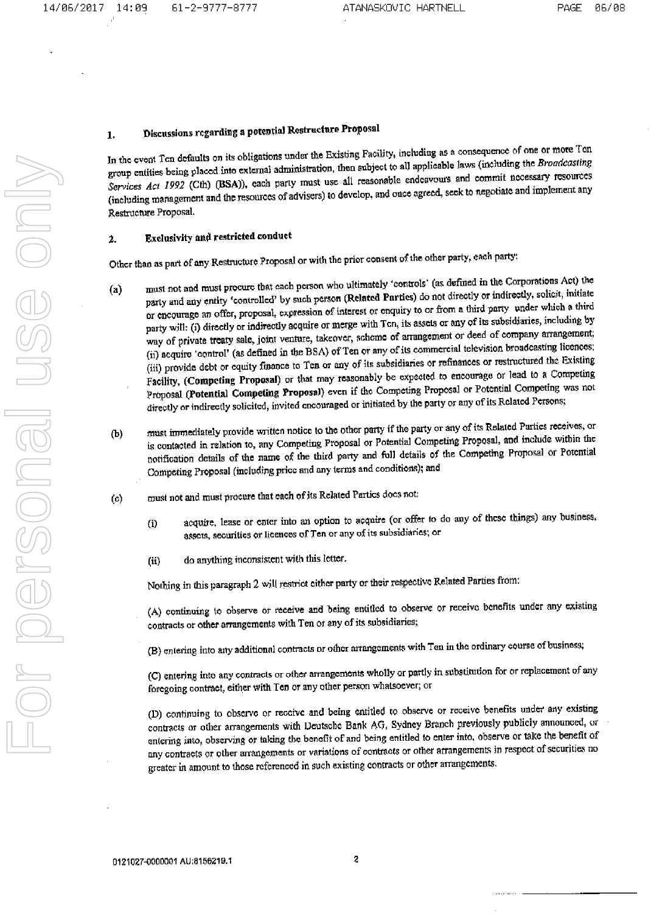## 1. Discussions regarding a potential Restructure Proposal

In the event Ten defaults on its obligations under the Existing Facility, including as a consequence of one or more Ten group entities being placed into external administration, then subject to all applicable laws (including the *Broadcasting Services Act 1992* (Cth) (**BSA**)), each party must use all reasonable endeavours and commit necessary resources (including management and the resources of advisers) to develop, and once agreed, seek to negotiate and implement any Restructure Proposal.

## 2. Exclusivity and restricted conduct

Other than as part of any Restructure Proposal or with the prior consent of the other party, each party:

(a) must not and must procure that each person who ultimately 'controls' (as defined in the Corporations Act) the party and any entity 'controlled' by such person (**Related Parties**) do not directly or indirectly, solicit, initiate or encourage an offer, proposal, expression of interest or enquiry to or from a third party under which a third party will: (i) directly or indirectly acquire or merge with Ten, its assets or any of its subsidiaries, including by way of private treaty sale, joint venture, takeover, scheme of arrangement or deed of company arrangement; (ii) acquire 'control' (as defined in the BSA) of Ten or any of its commercial television broadcasting licences; (iii) provide debt or equity finance to Ten or any of its subsidiaries or refinances or restructured the Existing Facility, (**Competing Proposal**) or that may reasonably be expected to encourage or lead to a Competing Proposal (**Potential Competing Proposal**) even if the Competing Proposal or Potential Competing was not directly or indirectly solicited, invited encouraged or initiated by the party or any of its Related Persons;

(b) must immediately provide written notice to the other party if the party or any of its Related Parties receives, or is contacted in relation to, any Competing Proposal or Potential Competing Proposal, and include within the notification details of the name of the third party and full details of the Competing Proposal or Potential Competing Proposal (including price and any terms and conditions); and

(c) must not and must procure that each of its Related Parties does not:

   (i) acquire, lease or enter into an option to acquire (or offer to do any of these things) any business, assets, securities or licences of Ten or any of its subsidiaries; or

   (ii) do anything inconsistent with this letter.

Nothing in this paragraph 2 will restrict either party or their respective Related Parties from:

(A) continuing to observe or receive and being entitled to observe or receive benefits under any existing contracts or other arrangements with Ten or any of its subsidiaries;

(B) entering into any additional contracts or other arrangements with Ten in the ordinary course of business;

(C) entering into any contracts or other arrangements wholly or partly in substitution for or replacement of any foregoing contract, either with Ten or any other person whatsoever; or

(D) continuing to observe or receive and being entitled to observe or receive benefits under any existing contracts or other arrangements with Deutsche Bank AG, Sydney Branch previously publicly announced, or entering into, observing or taking the benefit of and being entitled to enter into, observe or take the benefit of any contracts or other arrangements or variations of contracts or other arrangements in respect of securities no greater in amount to those referenced in such existing contracts or other arrangements.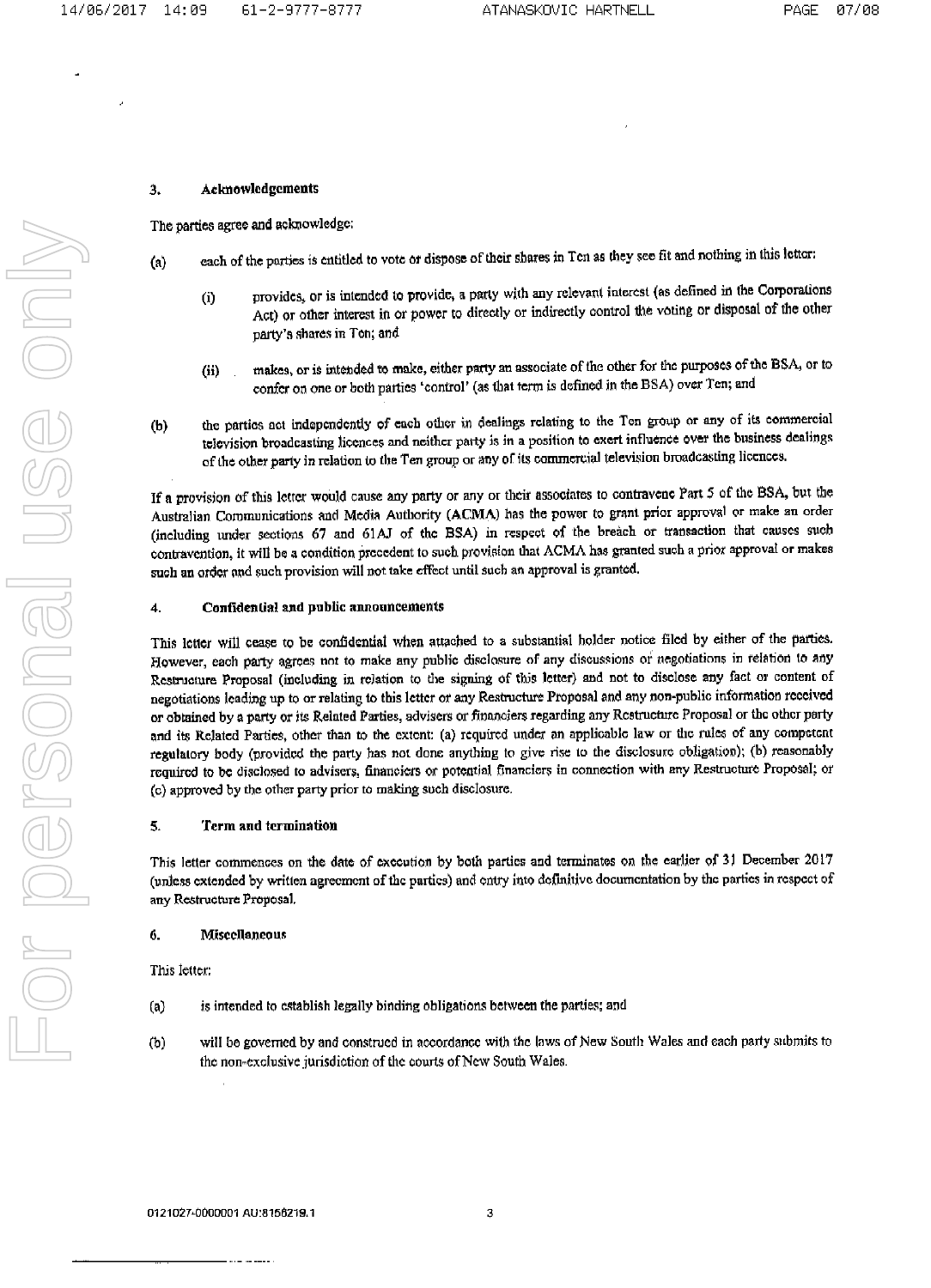## 3. Acknowledgements

The parties agree and acknowledge:

(a) each of the parties is entitled to vote or dispose of their shares in Ten as they see fit and nothing in this letter:

  (i) provides, or is intended to provide, a party with any relevant interest (as defined in the Corporations Act) or other interest in or power to directly or indirectly control the voting or disposal of the other party's shares in Ten; and

  (ii) makes, or is intended to make, either party an associate of the other for the purposes of the BSA, or to confer on one or both parties 'control' (as that term is defined in the BSA) over Ten; and

(b) the parties act independently of each other in dealings relating to the Ten group or any of its commercial television broadcasting licences and neither party is in a position to exert influence over the business dealings of the other party in relation to the Ten group or any of its commercial television broadcasting licences.

If a provision of this letter would cause any party or any or their associates to contravene Part 5 of the BSA, but the Australian Communications and Media Authority (**ACMA**) has the power to grant prior approval or make an order (including under sections 67 and 61AJ of the BSA) in respect of the breach or transaction that causes such contravention, it will be a condition precedent to such provision that ACMA has granted such a prior approval or makes such an order and such provision will not take effect until such an approval is granted.

## 4. Confidential and public announcements

This letter will cease to be confidential when attached to a substantial holder notice filed by either of the parties. However, each party agrees not to make any public disclosure of any discussions or negotiations in relation to any Restructure Proposal (including in relation to the signing of this letter) and not to disclose any fact or content of negotiations leading up to or relating to this letter or any Restructure Proposal and any non-public information received or obtained by a party or its Related Parties, advisers or financiers regarding any Restructure Proposal or the other party and its Related Parties, other than to the extent: (a) required under an applicable law or the rules of any competent regulatory body (provided the party has not done anything to give rise to the disclosure obligation); (b) reasonably required to be disclosed to advisers, financiers or potential financiers in connection with any Restructure Proposal; or (c) approved by the other party prior to making such disclosure.

## 5. Term and termination

This letter commences on the date of execution by both parties and terminates on the earlier of 31 December 2017 (unless extended by written agreement of the parties) and entry into definitive documentation by the parties in respect of any Restructure Proposal.

## 6. Miscellaneous

This letter:

(a) is intended to establish legally binding obligations between the parties; and

(b) will be governed by and construed in accordance with the laws of New South Wales and each party submits to the non-exclusive jurisdiction of the courts of New South Wales.

0121027-0000001 AU:8156219.1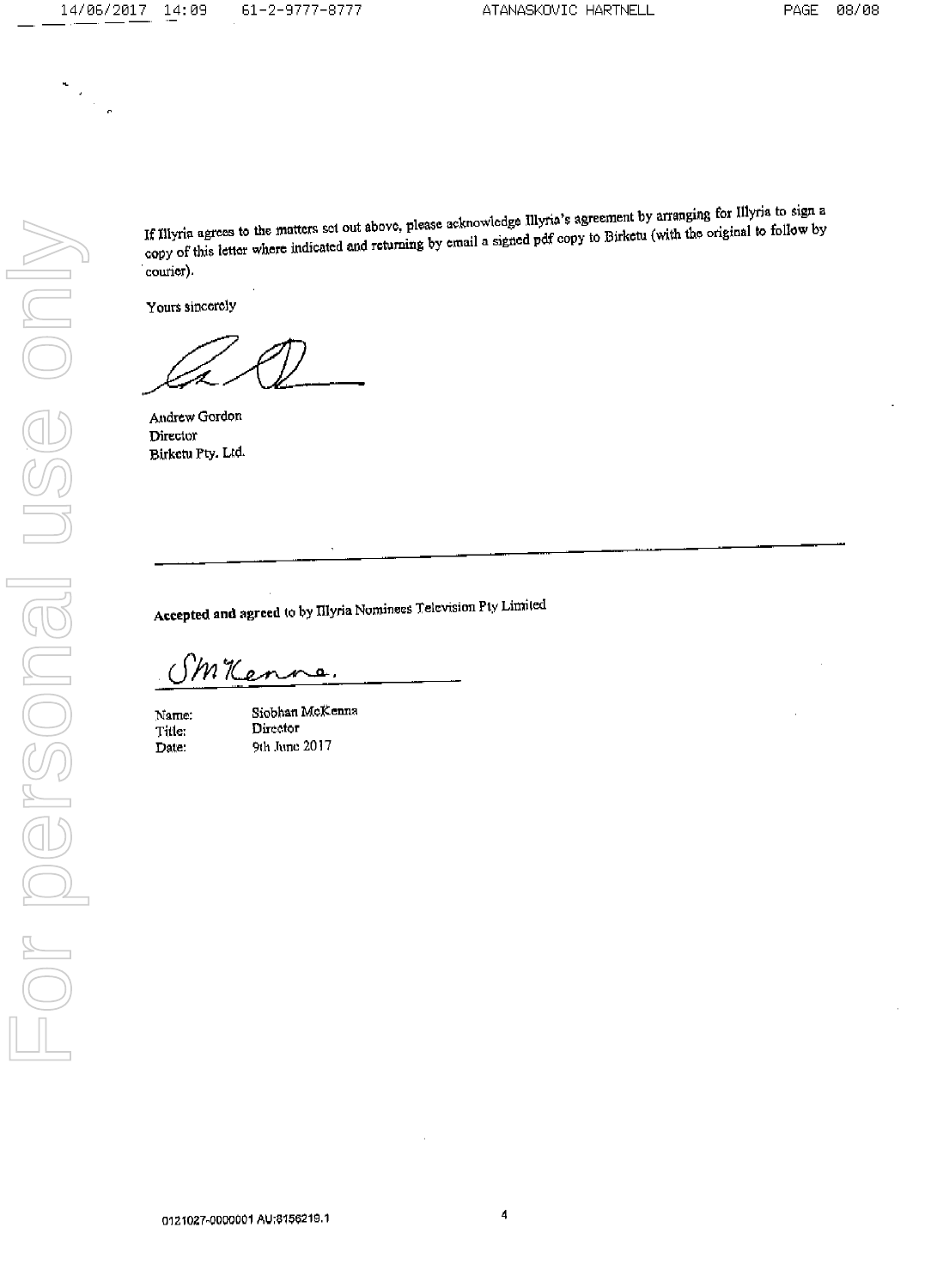If Illyria agrees to the matters set out above, please acknowledge Illyria's agreement by arranging for Illyria to sign a copy of this letter where indicated and returning by email a signed pdf copy to Birketu (with the original to follow by courier).

Yours sincerely

Andrew Gordon
Director
Birketu Pty. Ltd.

---

**Accepted and agreed** to by Illyria Nominees Television Pty Limited

SMKenna.

| | |
|---|---|
| Name: | Siobhan McKenna |
| Title: | Director |
| Date: | 9th June 2017 |

0121027-0000001 AU:8156219.1